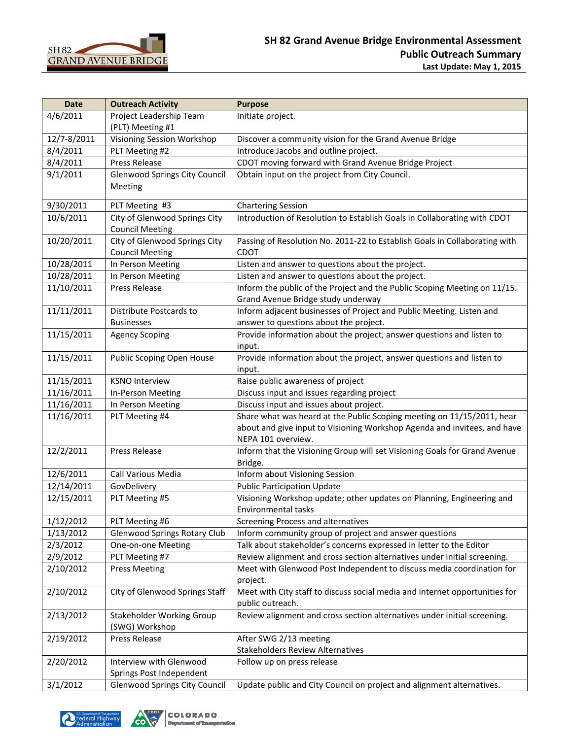# SH 82 Grand Avenue Bridge Environmental Assessment
## Public Outreach Summary
**Last Update: May 1, 2015**

| Date | Outreach Activity | Purpose |
|---|---|---|
| 4/6/2011 | Project Leadership Team (PLT) Meeting #1 | Initiate project. |
| 12/7-8/2011 | Visioning Session Workshop | Discover a community vision for the Grand Avenue Bridge |
| 8/4/2011 | PLT Meeting #2 | Introduce Jacobs and outline project. |
| 8/4/2011 | Press Release | CDOT moving forward with Grand Avenue Bridge Project |
| 9/1/2011 | Glenwood Springs City Council Meeting | Obtain input on the project from City Council. |
| 9/30/2011 | PLT Meeting #3 | Chartering Session |
| 10/6/2011 | City of Glenwood Springs City Council Meeting | Introduction of Resolution to Establish Goals in Collaborating with CDOT |
| 10/20/2011 | City of Glenwood Springs City Council Meeting | Passing of Resolution No. 2011-22 to Establish Goals in Collaborating with CDOT |
| 10/28/2011 | In Person Meeting | Listen and answer to questions about the project. |
| 10/28/2011 | In Person Meeting | Listen and answer to questions about the project. |
| 11/10/2011 | Press Release | Inform the public of the Project and the Public Scoping Meeting on 11/15. Grand Avenue Bridge study underway |
| 11/11/2011 | Distribute Postcards to Businesses | Inform adjacent businesses of Project and Public Meeting. Listen and answer to questions about the project. |
| 11/15/2011 | Agency Scoping | Provide information about the project, answer questions and listen to input. |
| 11/15/2011 | Public Scoping Open House | Provide information about the project, answer questions and listen to input. |
| 11/15/2011 | KSNO Interview | Raise public awareness of project |
| 11/16/2011 | In-Person Meeting | Discuss input and issues regarding project |
| 11/16/2011 | In Person Meeting | Discuss input and issues about project. |
| 11/16/2011 | PLT Meeting #4 | Share what was heard at the Public Scoping meeting on 11/15/2011, hear about and give input to Visioning Workshop Agenda and invitees, and have NEPA 101 overview. |
| 12/2/2011 | Press Release | Inform that the Visioning Group will set Visioning Goals for Grand Avenue Bridge. |
| 12/6/2011 | Call Various Media | Inform about Visioning Session |
| 12/14/2011 | GovDelivery | Public Participation Update |
| 12/15/2011 | PLT Meeting #5 | Visioning Workshop update; other updates on Planning, Engineering and Environmental tasks |
| 1/12/2012 | PLT Meeting #6 | Screening Process and alternatives |
| 1/13/2012 | Glenwood Springs Rotary Club | Inform community group of project and answer questions |
| 2/3/2012 | One-on-one Meeting | Talk about stakeholder's concerns expressed in letter to the Editor |
| 2/9/2012 | PLT Meeting #7 | Review alignment and cross section alternatives under initial screening. |
| 2/10/2012 | Press Meeting | Meet with Glenwood Post Independent to discuss media coordination for project. |
| 2/10/2012 | City of Glenwood Springs Staff | Meet with City staff to discuss social media and internet opportunities for public outreach. |
| 2/13/2012 | Stakeholder Working Group (SWG) Workshop | Review alignment and cross section alternatives under initial screening. |
| 2/19/2012 | Press Release | After SWG 2/13 meeting<br>Stakeholders Review Alternatives |
| 2/20/2012 | Interview with Glenwood Springs Post Independent | Follow up on press release |
| 3/1/2012 | Glenwood Springs City Council | Update public and City Council on project and alignment alternatives. |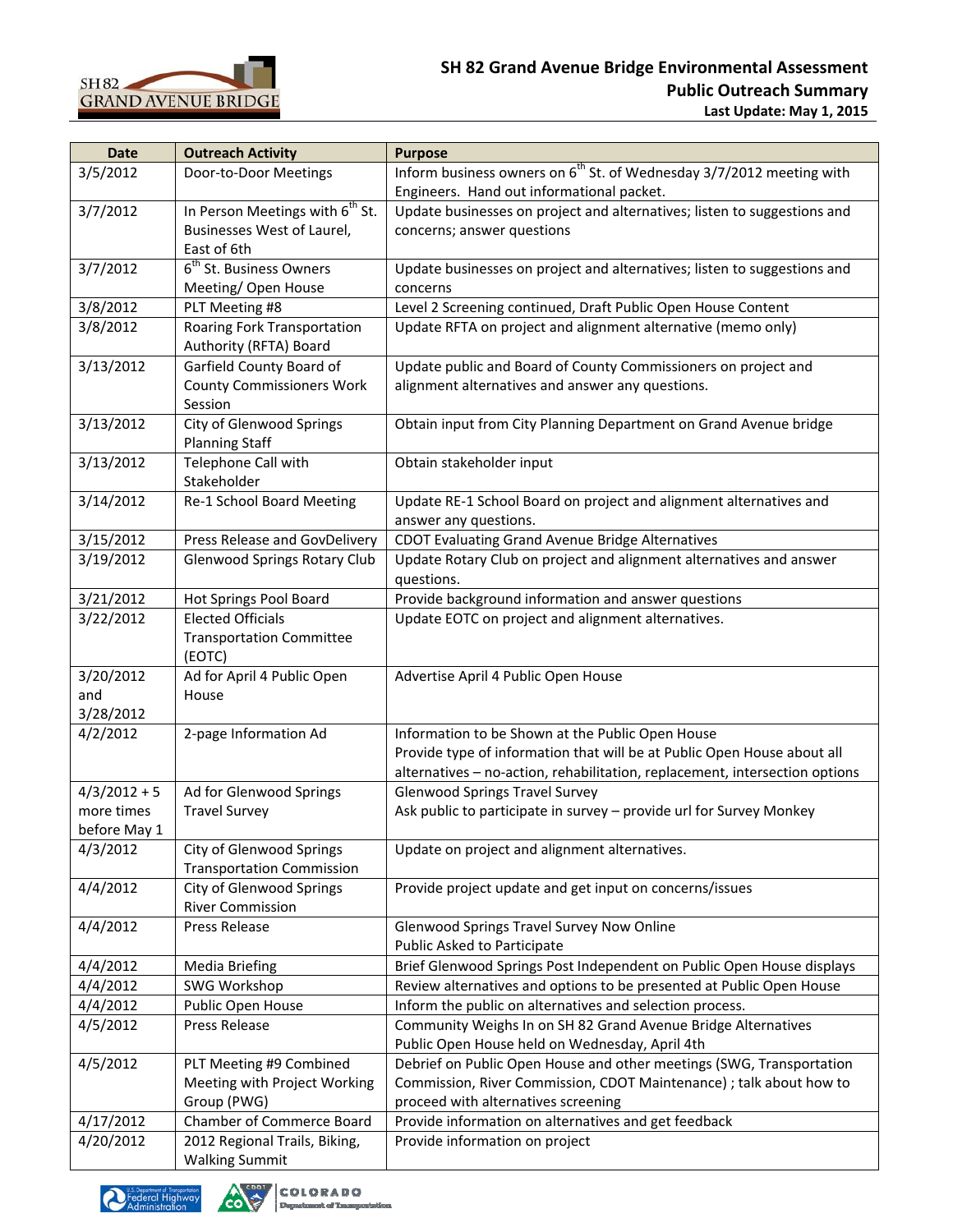# SH 82 Grand Avenue Bridge Environmental Assessment

## Public Outreach Summary

**Last Update: May 1, 2015**

| Date | Outreach Activity | Purpose |
|---|---|---|
| 3/5/2012 | Door-to-Door Meetings | Inform business owners on 6[th] St. of Wednesday 3/7/2012 meeting with Engineers. Hand out informational packet. |
| 3/7/2012 | In Person Meetings with 6[th] St. Businesses West of Laurel, East of 6th | Update businesses on project and alternatives; listen to suggestions and concerns; answer questions |
| 3/7/2012 | 6[th] St. Business Owners Meeting/ Open House | Update businesses on project and alternatives; listen to suggestions and concerns |
| 3/8/2012 | PLT Meeting #8 | Level 2 Screening continued, Draft Public Open House Content |
| 3/8/2012 | Roaring Fork Transportation Authority (RFTA) Board | Update RFTA on project and alignment alternative (memo only) |
| 3/13/2012 | Garfield County Board of County Commissioners Work Session | Update public and Board of County Commissioners on project and alignment alternatives and answer any questions. |
| 3/13/2012 | City of Glenwood Springs Planning Staff | Obtain input from City Planning Department on Grand Avenue bridge |
| 3/13/2012 | Telephone Call with Stakeholder | Obtain stakeholder input |
| 3/14/2012 | Re-1 School Board Meeting | Update RE-1 School Board on project and alignment alternatives and answer any questions. |
| 3/15/2012 | Press Release and GovDelivery | CDOT Evaluating Grand Avenue Bridge Alternatives |
| 3/19/2012 | Glenwood Springs Rotary Club | Update Rotary Club on project and alignment alternatives and answer questions. |
| 3/21/2012 | Hot Springs Pool Board | Provide background information and answer questions |
| 3/22/2012 | Elected Officials Transportation Committee (EOTC) | Update EOTC on project and alignment alternatives. |
| 3/20/2012 and 3/28/2012 | Ad for April 4 Public Open House | Advertise April 4 Public Open House |
| 4/2/2012 | 2-page Information Ad | Information to be Shown at the Public Open House<br>Provide type of information that will be at Public Open House about all alternatives – no-action, rehabilitation, replacement, intersection options |
| 4/3/2012 + 5 more times before May 1 | Ad for Glenwood Springs Travel Survey | Glenwood Springs Travel Survey<br>Ask public to participate in survey – provide url for Survey Monkey |
| 4/3/2012 | City of Glenwood Springs Transportation Commission | Update on project and alignment alternatives. |
| 4/4/2012 | City of Glenwood Springs River Commission | Provide project update and get input on concerns/issues |
| 4/4/2012 | Press Release | Glenwood Springs Travel Survey Now Online<br>Public Asked to Participate |
| 4/4/2012 | Media Briefing | Brief Glenwood Springs Post Independent on Public Open House displays |
| 4/4/2012 | SWG Workshop | Review alternatives and options to be presented at Public Open House |
| 4/4/2012 | Public Open House | Inform the public on alternatives and selection process. |
| 4/5/2012 | Press Release | Community Weighs In on SH 82 Grand Avenue Bridge Alternatives<br>Public Open House held on Wednesday, April 4th |
| 4/5/2012 | PLT Meeting #9 Combined Meeting with Project Working Group (PWG) | Debrief on Public Open House and other meetings (SWG, Transportation Commission, River Commission, CDOT Maintenance) ; talk about how to proceed with alternatives screening |
| 4/17/2012 | Chamber of Commerce Board | Provide information on alternatives and get feedback |
| 4/20/2012 | 2012 Regional Trails, Biking, Walking Summit | Provide information on project |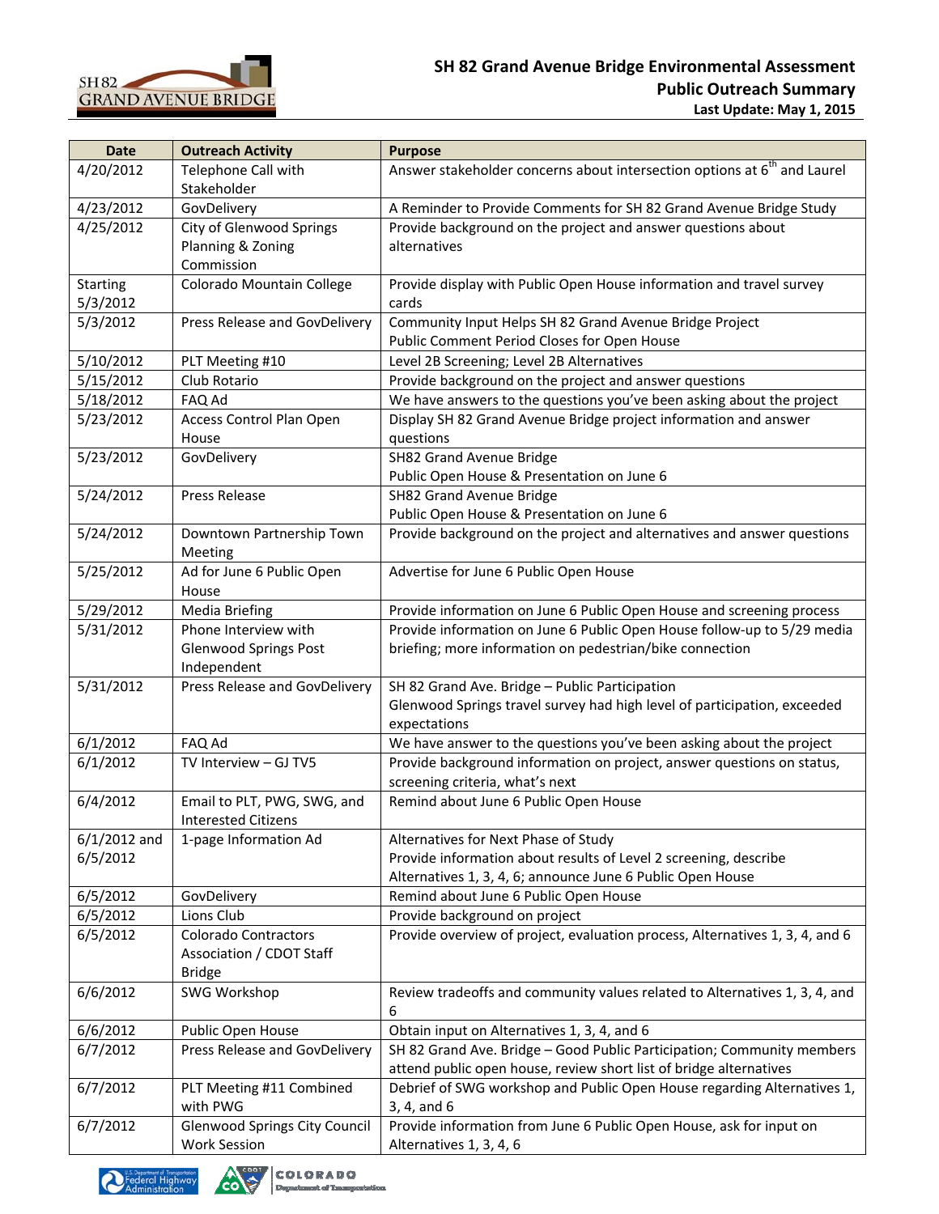| Date | Outreach Activity | Purpose |
|---|---|---|
| 4/20/2012 | Telephone Call with Stakeholder | Answer stakeholder concerns about intersection options at 6th and Laurel |
| 4/23/2012 | GovDelivery | A Reminder to Provide Comments for SH 82 Grand Avenue Bridge Study |
| 4/25/2012 | City of Glenwood Springs Planning & Zoning Commission | Provide background on the project and answer questions about alternatives |
| Starting 5/3/2012 | Colorado Mountain College | Provide display with Public Open House information and travel survey cards |
| 5/3/2012 | Press Release and GovDelivery | Community Input Helps SH 82 Grand Avenue Bridge Project<br>Public Comment Period Closes for Open House |
| 5/10/2012 | PLT Meeting #10 | Level 2B Screening; Level 2B Alternatives |
| 5/15/2012 | Club Rotario | Provide background on the project and answer questions |
| 5/18/2012 | FAQ Ad | We have answers to the questions you've been asking about the project |
| 5/23/2012 | Access Control Plan Open House | Display SH 82 Grand Avenue Bridge project information and answer questions |
| 5/23/2012 | GovDelivery | SH82 Grand Avenue Bridge<br>Public Open House & Presentation on June 6 |
| 5/24/2012 | Press Release | SH82 Grand Avenue Bridge<br>Public Open House & Presentation on June 6 |
| 5/24/2012 | Downtown Partnership Town Meeting | Provide background on the project and alternatives and answer questions |
| 5/25/2012 | Ad for June 6 Public Open House | Advertise for June 6 Public Open House |
| 5/29/2012 | Media Briefing | Provide information on June 6 Public Open House and screening process |
| 5/31/2012 | Phone Interview with Glenwood Springs Post Independent | Provide information on June 6 Public Open House follow-up to 5/29 media briefing; more information on pedestrian/bike connection |
| 5/31/2012 | Press Release and GovDelivery | SH 82 Grand Ave. Bridge – Public Participation<br>Glenwood Springs travel survey had high level of participation, exceeded expectations |
| 6/1/2012 | FAQ Ad | We have answer to the questions you've been asking about the project |
| 6/1/2012 | TV Interview – GJ TV5 | Provide background information on project, answer questions on status, screening criteria, what's next |
| 6/4/2012 | Email to PLT, PWG, SWG, and Interested Citizens | Remind about June 6 Public Open House |
| 6/1/2012 and 6/5/2012 | 1-page Information Ad | Alternatives for Next Phase of Study<br>Provide information about results of Level 2 screening, describe Alternatives 1, 3, 4, 6; announce June 6 Public Open House |
| 6/5/2012 | GovDelivery | Remind about June 6 Public Open House |
| 6/5/2012 | Lions Club | Provide background on project |
| 6/5/2012 | Colorado Contractors Association / CDOT Staff Bridge | Provide overview of project, evaluation process, Alternatives 1, 3, 4, and 6 |
| 6/6/2012 | SWG Workshop | Review tradeoffs and community values related to Alternatives 1, 3, 4, and 6 |
| 6/6/2012 | Public Open House | Obtain input on Alternatives 1, 3, 4, and 6 |
| 6/7/2012 | Press Release and GovDelivery | SH 82 Grand Ave. Bridge – Good Public Participation; Community members attend public open house, review short list of bridge alternatives |
| 6/7/2012 | PLT Meeting #11 Combined with PWG | Debrief of SWG workshop and Public Open House regarding Alternatives 1, 3, 4, and 6 |
| 6/7/2012 | Glenwood Springs City Council Work Session | Provide information from June 6 Public Open House, ask for input on Alternatives 1, 3, 4, 6 |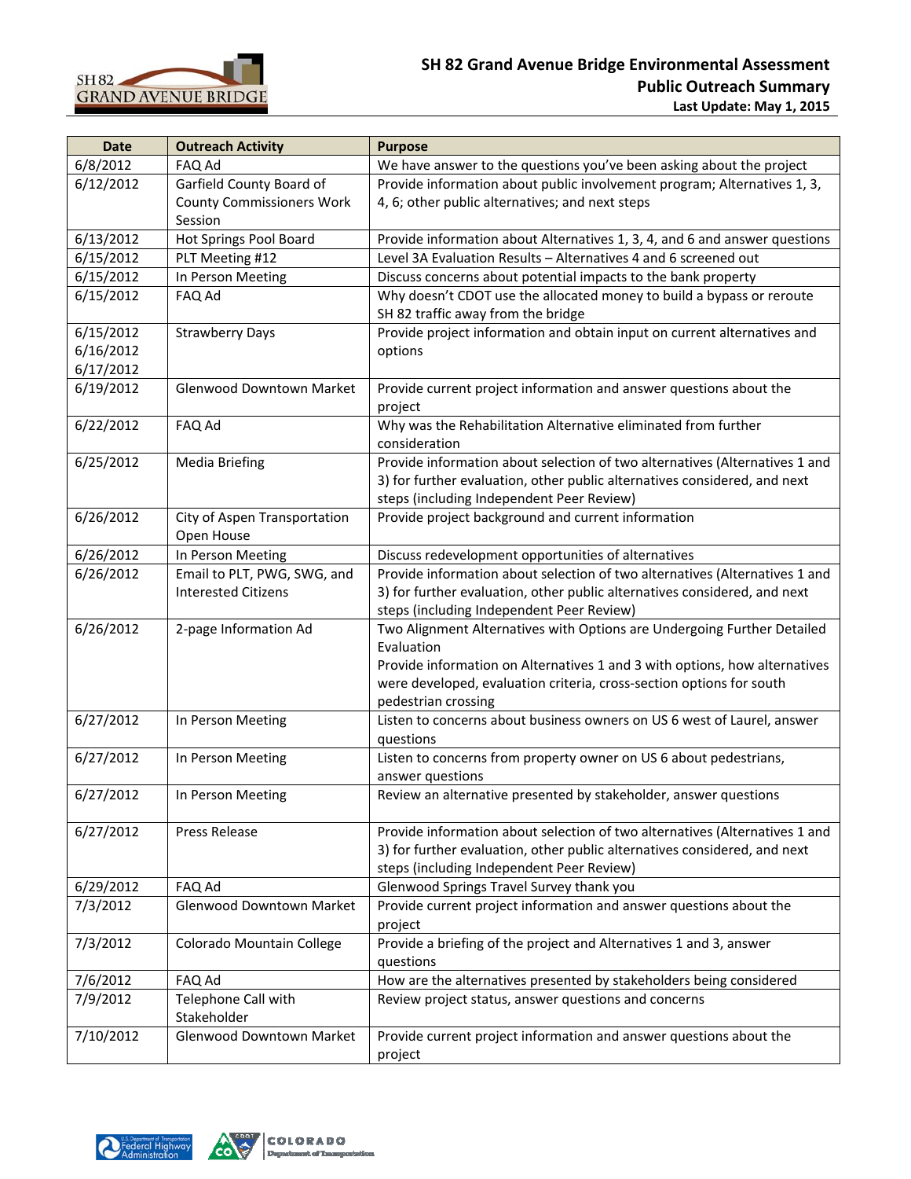| Date | Outreach Activity | Purpose |
|---|---|---|
| 6/8/2012 | FAQ Ad | We have answer to the questions you've been asking about the project |
| 6/12/2012 | Garfield County Board of County Commissioners Work Session | Provide information about public involvement program; Alternatives 1, 3, 4, 6; other public alternatives; and next steps |
| 6/13/2012 | Hot Springs Pool Board | Provide information about Alternatives 1, 3, 4, and 6 and answer questions |
| 6/15/2012 | PLT Meeting #12 | Level 3A Evaluation Results – Alternatives 4 and 6 screened out |
| 6/15/2012 | In Person Meeting | Discuss concerns about potential impacts to the bank property |
| 6/15/2012 | FAQ Ad | Why doesn't CDOT use the allocated money to build a bypass or reroute SH 82 traffic away from the bridge |
| 6/15/2012 6/16/2012 6/17/2012 | Strawberry Days | Provide project information and obtain input on current alternatives and options |
| 6/19/2012 | Glenwood Downtown Market | Provide current project information and answer questions about the project |
| 6/22/2012 | FAQ Ad | Why was the Rehabilitation Alternative eliminated from further consideration |
| 6/25/2012 | Media Briefing | Provide information about selection of two alternatives (Alternatives 1 and 3) for further evaluation, other public alternatives considered, and next steps (including Independent Peer Review) |
| 6/26/2012 | City of Aspen Transportation Open House | Provide project background and current information |
| 6/26/2012 | In Person Meeting | Discuss redevelopment opportunities of alternatives |
| 6/26/2012 | Email to PLT, PWG, SWG, and Interested Citizens | Provide information about selection of two alternatives (Alternatives 1 and 3) for further evaluation, other public alternatives considered, and next steps (including Independent Peer Review) |
| 6/26/2012 | 2-page Information Ad | Two Alignment Alternatives with Options are Undergoing Further Detailed Evaluation<br>Provide information on Alternatives 1 and 3 with options, how alternatives were developed, evaluation criteria, cross-section options for south pedestrian crossing |
| 6/27/2012 | In Person Meeting | Listen to concerns about business owners on US 6 west of Laurel, answer questions |
| 6/27/2012 | In Person Meeting | Listen to concerns from property owner on US 6 about pedestrians, answer questions |
| 6/27/2012 | In Person Meeting | Review an alternative presented by stakeholder, answer questions |
| 6/27/2012 | Press Release | Provide information about selection of two alternatives (Alternatives 1 and 3) for further evaluation, other public alternatives considered, and next steps (including Independent Peer Review) |
| 6/29/2012 | FAQ Ad | Glenwood Springs Travel Survey thank you |
| 7/3/2012 | Glenwood Downtown Market | Provide current project information and answer questions about the project |
| 7/3/2012 | Colorado Mountain College | Provide a briefing of the project and Alternatives 1 and 3, answer questions |
| 7/6/2012 | FAQ Ad | How are the alternatives presented by stakeholders being considered |
| 7/9/2012 | Telephone Call with Stakeholder | Review project status, answer questions and concerns |
| 7/10/2012 | Glenwood Downtown Market | Provide current project information and answer questions about the project |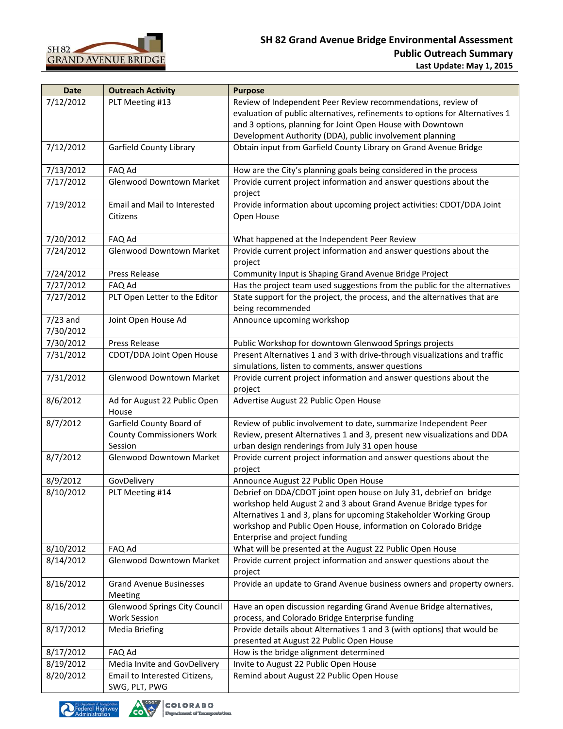| Date | Outreach Activity | Purpose |
|---|---|---|
| 7/12/2012 | PLT Meeting #13 | Review of Independent Peer Review recommendations, review of evaluation of public alternatives, refinements to options for Alternatives 1 and 3 options, planning for Joint Open House with Downtown Development Authority (DDA), public involvement planning |
| 7/12/2012 | Garfield County Library | Obtain input from Garfield County Library on Grand Avenue Bridge |
| 7/13/2012 | FAQ Ad | How are the City's planning goals being considered in the process |
| 7/17/2012 | Glenwood Downtown Market | Provide current project information and answer questions about the project |
| 7/19/2012 | Email and Mail to Interested Citizens | Provide information about upcoming project activities: CDOT/DDA Joint Open House |
| 7/20/2012 | FAQ Ad | What happened at the Independent Peer Review |
| 7/24/2012 | Glenwood Downtown Market | Provide current project information and answer questions about the project |
| 7/24/2012 | Press Release | Community Input is Shaping Grand Avenue Bridge Project |
| 7/27/2012 | FAQ Ad | Has the project team used suggestions from the public for the alternatives |
| 7/27/2012 | PLT Open Letter to the Editor | State support for the project, the process, and the alternatives that are being recommended |
| 7/23 and 7/30/2012 | Joint Open House Ad | Announce upcoming workshop |
| 7/30/2012 | Press Release | Public Workshop for downtown Glenwood Springs projects |
| 7/31/2012 | CDOT/DDA Joint Open House | Present Alternatives 1 and 3 with drive-through visualizations and traffic simulations, listen to comments, answer questions |
| 7/31/2012 | Glenwood Downtown Market | Provide current project information and answer questions about the project |
| 8/6/2012 | Ad for August 22 Public Open House | Advertise August 22 Public Open House |
| 8/7/2012 | Garfield County Board of County Commissioners Work Session | Review of public involvement to date, summarize Independent Peer Review, present Alternatives 1 and 3, present new visualizations and DDA urban design renderings from July 31 open house |
| 8/7/2012 | Glenwood Downtown Market | Provide current project information and answer questions about the project |
| 8/9/2012 | GovDelivery | Announce August 22 Public Open House |
| 8/10/2012 | PLT Meeting #14 | Debrief on DDA/CDOT joint open house on July 31, debrief on bridge workshop held August 2 and 3 about Grand Avenue Bridge types for Alternatives 1 and 3, plans for upcoming Stakeholder Working Group workshop and Public Open House, information on Colorado Bridge Enterprise and project funding |
| 8/10/2012 | FAQ Ad | What will be presented at the August 22 Public Open House |
| 8/14/2012 | Glenwood Downtown Market | Provide current project information and answer questions about the project |
| 8/16/2012 | Grand Avenue Businesses Meeting | Provide an update to Grand Avenue business owners and property owners. |
| 8/16/2012 | Glenwood Springs City Council Work Session | Have an open discussion regarding Grand Avenue Bridge alternatives, process, and Colorado Bridge Enterprise funding |
| 8/17/2012 | Media Briefing | Provide details about Alternatives 1 and 3 (with options) that would be presented at August 22 Public Open House |
| 8/17/2012 | FAQ Ad | How is the bridge alignment determined |
| 8/19/2012 | Media Invite and GovDelivery | Invite to August 22 Public Open House |
| 8/20/2012 | Email to Interested Citizens, SWG, PLT, PWG | Remind about August 22 Public Open House |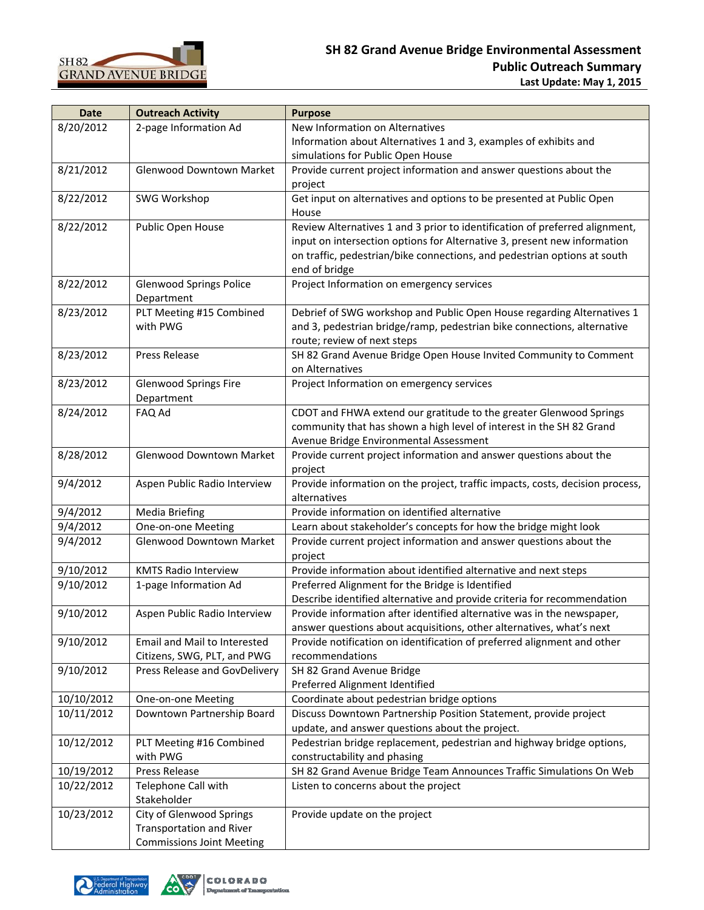| Date | Outreach Activity | Purpose |
|---|---|---|
| 8/20/2012 | 2-page Information Ad | New Information on Alternatives<br>Information about Alternatives 1 and 3, examples of exhibits and simulations for Public Open House |
| 8/21/2012 | Glenwood Downtown Market | Provide current project information and answer questions about the project |
| 8/22/2012 | SWG Workshop | Get input on alternatives and options to be presented at Public Open House |
| 8/22/2012 | Public Open House | Review Alternatives 1 and 3 prior to identification of preferred alignment, input on intersection options for Alternative 3, present new information on traffic, pedestrian/bike connections, and pedestrian options at south end of bridge |
| 8/22/2012 | Glenwood Springs Police Department | Project Information on emergency services |
| 8/23/2012 | PLT Meeting #15 Combined with PWG | Debrief of SWG workshop and Public Open House regarding Alternatives 1 and 3, pedestrian bridge/ramp, pedestrian bike connections, alternative route; review of next steps |
| 8/23/2012 | Press Release | SH 82 Grand Avenue Bridge Open House Invited Community to Comment on Alternatives |
| 8/23/2012 | Glenwood Springs Fire Department | Project Information on emergency services |
| 8/24/2012 | FAQ Ad | CDOT and FHWA extend our gratitude to the greater Glenwood Springs community that has shown a high level of interest in the SH 82 Grand Avenue Bridge Environmental Assessment |
| 8/28/2012 | Glenwood Downtown Market | Provide current project information and answer questions about the project |
| 9/4/2012 | Aspen Public Radio Interview | Provide information on the project, traffic impacts, costs, decision process, alternatives |
| 9/4/2012 | Media Briefing | Provide information on identified alternative |
| 9/4/2012 | One-on-one Meeting | Learn about stakeholder's concepts for how the bridge might look |
| 9/4/2012 | Glenwood Downtown Market | Provide current project information and answer questions about the project |
| 9/10/2012 | KMTS Radio Interview | Provide information about identified alternative and next steps |
| 9/10/2012 | 1-page Information Ad | Preferred Alignment for the Bridge is Identified<br>Describe identified alternative and provide criteria for recommendation |
| 9/10/2012 | Aspen Public Radio Interview | Provide information after identified alternative was in the newspaper, answer questions about acquisitions, other alternatives, what's next |
| 9/10/2012 | Email and Mail to Interested Citizens, SWG, PLT, and PWG | Provide notification on identification of preferred alignment and other recommendations |
| 9/10/2012 | Press Release and GovDelivery | SH 82 Grand Avenue Bridge<br>Preferred Alignment Identified |
| 10/10/2012 | One-on-one Meeting | Coordinate about pedestrian bridge options |
| 10/11/2012 | Downtown Partnership Board | Discuss Downtown Partnership Position Statement, provide project update, and answer questions about the project. |
| 10/12/2012 | PLT Meeting #16 Combined with PWG | Pedestrian bridge replacement, pedestrian and highway bridge options, constructability and phasing |
| 10/19/2012 | Press Release | SH 82 Grand Avenue Bridge Team Announces Traffic Simulations On Web |
| 10/22/2012 | Telephone Call with Stakeholder | Listen to concerns about the project |
| 10/23/2012 | City of Glenwood Springs Transportation and River Commissions Joint Meeting | Provide update on the project |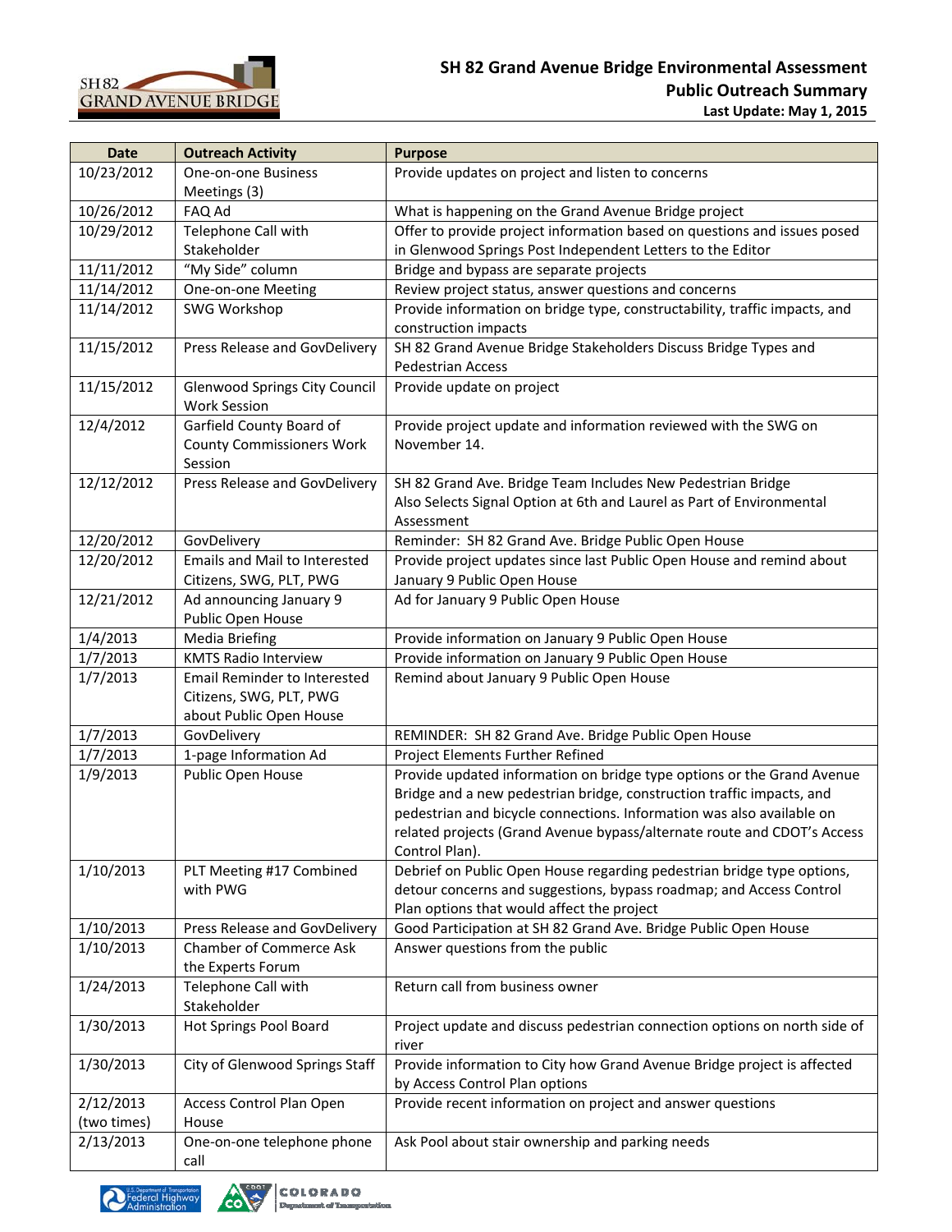| Date | Outreach Activity | Purpose |
|---|---|---|
| 10/23/2012 | One-on-one Business Meetings (3) | Provide updates on project and listen to concerns |
| 10/26/2012 | FAQ Ad | What is happening on the Grand Avenue Bridge project |
| 10/29/2012 | Telephone Call with Stakeholder | Offer to provide project information based on questions and issues posed in Glenwood Springs Post Independent Letters to the Editor |
| 11/11/2012 | "My Side" column | Bridge and bypass are separate projects |
| 11/14/2012 | One-on-one Meeting | Review project status, answer questions and concerns |
| 11/14/2012 | SWG Workshop | Provide information on bridge type, constructability, traffic impacts, and construction impacts |
| 11/15/2012 | Press Release and GovDelivery | SH 82 Grand Avenue Bridge Stakeholders Discuss Bridge Types and Pedestrian Access |
| 11/15/2012 | Glenwood Springs City Council Work Session | Provide update on project |
| 12/4/2012 | Garfield County Board of County Commissioners Work Session | Provide project update and information reviewed with the SWG on November 14. |
| 12/12/2012 | Press Release and GovDelivery | SH 82 Grand Ave. Bridge Team Includes New Pedestrian Bridge Also Selects Signal Option at 6th and Laurel as Part of Environmental Assessment |
| 12/20/2012 | GovDelivery | Reminder: SH 82 Grand Ave. Bridge Public Open House |
| 12/20/2012 | Emails and Mail to Interested Citizens, SWG, PLT, PWG | Provide project updates since last Public Open House and remind about January 9 Public Open House |
| 12/21/2012 | Ad announcing January 9 Public Open House | Ad for January 9 Public Open House |
| 1/4/2013 | Media Briefing | Provide information on January 9 Public Open House |
| 1/7/2013 | KMTS Radio Interview | Provide information on January 9 Public Open House |
| 1/7/2013 | Email Reminder to Interested Citizens, SWG, PLT, PWG about Public Open House | Remind about January 9 Public Open House |
| 1/7/2013 | GovDelivery | REMINDER: SH 82 Grand Ave. Bridge Public Open House |
| 1/7/2013 | 1-page Information Ad | Project Elements Further Refined |
| 1/9/2013 | Public Open House | Provide updated information on bridge type options or the Grand Avenue Bridge and a new pedestrian bridge, construction traffic impacts, and pedestrian and bicycle connections. Information was also available on related projects (Grand Avenue bypass/alternate route and CDOT's Access Control Plan). |
| 1/10/2013 | PLT Meeting #17 Combined with PWG | Debrief on Public Open House regarding pedestrian bridge type options, detour concerns and suggestions, bypass roadmap; and Access Control Plan options that would affect the project |
| 1/10/2013 | Press Release and GovDelivery | Good Participation at SH 82 Grand Ave. Bridge Public Open House |
| 1/10/2013 | Chamber of Commerce Ask the Experts Forum | Answer questions from the public |
| 1/24/2013 | Telephone Call with Stakeholder | Return call from business owner |
| 1/30/2013 | Hot Springs Pool Board | Project update and discuss pedestrian connection options on north side of river |
| 1/30/2013 | City of Glenwood Springs Staff | Provide information to City how Grand Avenue Bridge project is affected by Access Control Plan options |
| 2/12/2013 (two times) | Access Control Plan Open House | Provide recent information on project and answer questions |
| 2/13/2013 | One-on-one telephone phone call | Ask Pool about stair ownership and parking needs |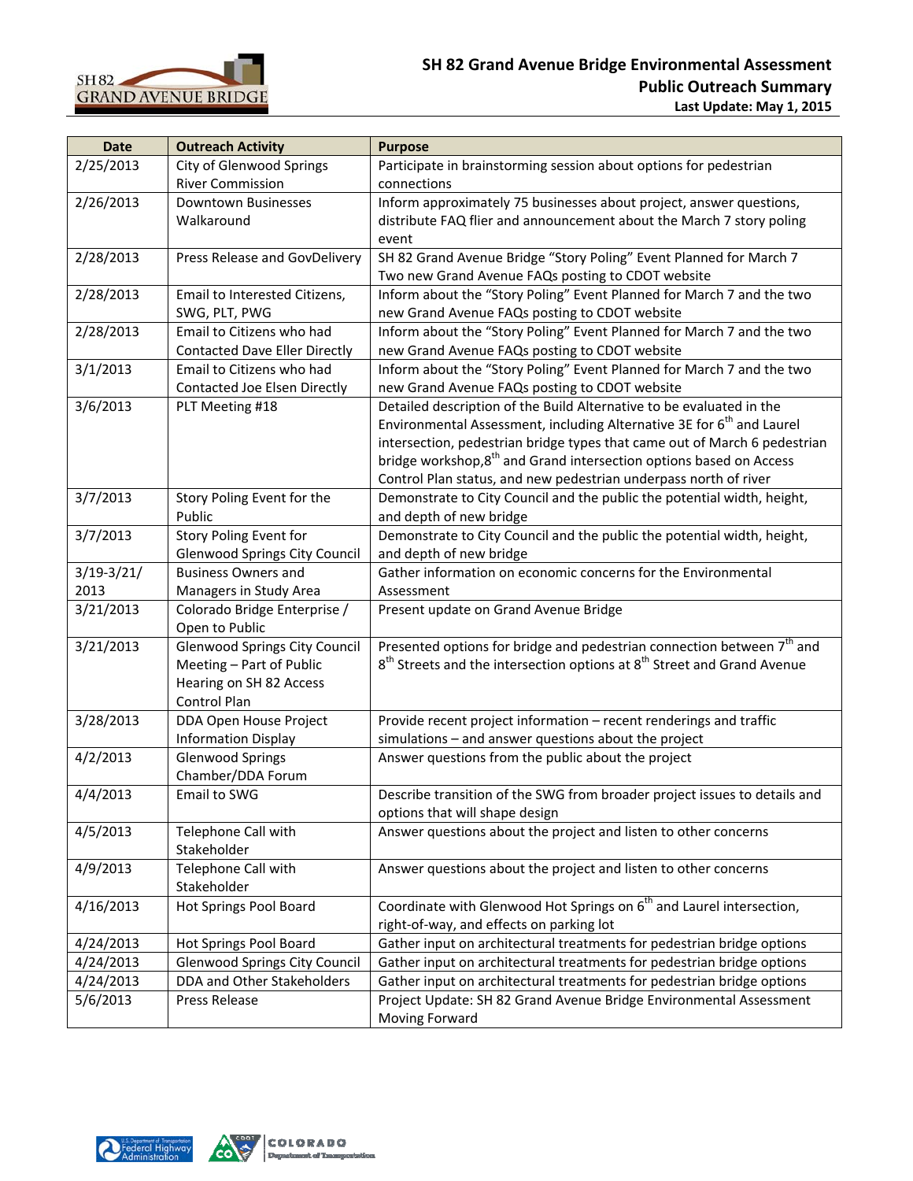# SH 82 Grand Avenue Bridge Environmental Assessment
## Public Outreach Summary
**Last Update: May 1, 2015**

| Date | Outreach Activity | Purpose |
|---|---|---|
| 2/25/2013 | City of Glenwood Springs River Commission | Participate in brainstorming session about options for pedestrian connections |
| 2/26/2013 | Downtown Businesses Walkaround | Inform approximately 75 businesses about project, answer questions, distribute FAQ flier and announcement about the March 7 story poling event |
| 2/28/2013 | Press Release and GovDelivery | SH 82 Grand Avenue Bridge "Story Poling" Event Planned for March 7<br>Two new Grand Avenue FAQs posting to CDOT website |
| 2/28/2013 | Email to Interested Citizens, SWG, PLT, PWG | Inform about the "Story Poling" Event Planned for March 7 and the two new Grand Avenue FAQs posting to CDOT website |
| 2/28/2013 | Email to Citizens who had Contacted Dave Eller Directly | Inform about the "Story Poling" Event Planned for March 7 and the two new Grand Avenue FAQs posting to CDOT website |
| 3/1/2013 | Email to Citizens who had Contacted Joe Elsen Directly | Inform about the "Story Poling" Event Planned for March 7 and the two new Grand Avenue FAQs posting to CDOT website |
| 3/6/2013 | PLT Meeting #18 | Detailed description of the Build Alternative to be evaluated in the Environmental Assessment, including Alternative 3E for 6th and Laurel intersection, pedestrian bridge types that came out of March 6 pedestrian bridge workshop,8th and Grand intersection options based on Access Control Plan status, and new pedestrian underpass north of river |
| 3/7/2013 | Story Poling Event for the Public | Demonstrate to City Council and the public the potential width, height, and depth of new bridge |
| 3/7/2013 | Story Poling Event for Glenwood Springs City Council | Demonstrate to City Council and the public the potential width, height, and depth of new bridge |
| 3/19-3/21/ 2013 | Business Owners and Managers in Study Area | Gather information on economic concerns for the Environmental Assessment |
| 3/21/2013 | Colorado Bridge Enterprise / Open to Public | Present update on Grand Avenue Bridge |
| 3/21/2013 | Glenwood Springs City Council Meeting – Part of Public Hearing on SH 82 Access Control Plan | Presented options for bridge and pedestrian connection between 7th and 8th Streets and the intersection options at 8th Street and Grand Avenue |
| 3/28/2013 | DDA Open House Project Information Display | Provide recent project information – recent renderings and traffic simulations – and answer questions about the project |
| 4/2/2013 | Glenwood Springs Chamber/DDA Forum | Answer questions from the public about the project |
| 4/4/2013 | Email to SWG | Describe transition of the SWG from broader project issues to details and options that will shape design |
| 4/5/2013 | Telephone Call with Stakeholder | Answer questions about the project and listen to other concerns |
| 4/9/2013 | Telephone Call with Stakeholder | Answer questions about the project and listen to other concerns |
| 4/16/2013 | Hot Springs Pool Board | Coordinate with Glenwood Hot Springs on 6th and Laurel intersection, right-of-way, and effects on parking lot |
| 4/24/2013 | Hot Springs Pool Board | Gather input on architectural treatments for pedestrian bridge options |
| 4/24/2013 | Glenwood Springs City Council | Gather input on architectural treatments for pedestrian bridge options |
| 4/24/2013 | DDA and Other Stakeholders | Gather input on architectural treatments for pedestrian bridge options |
| 5/6/2013 | Press Release | Project Update: SH 82 Grand Avenue Bridge Environmental Assessment Moving Forward |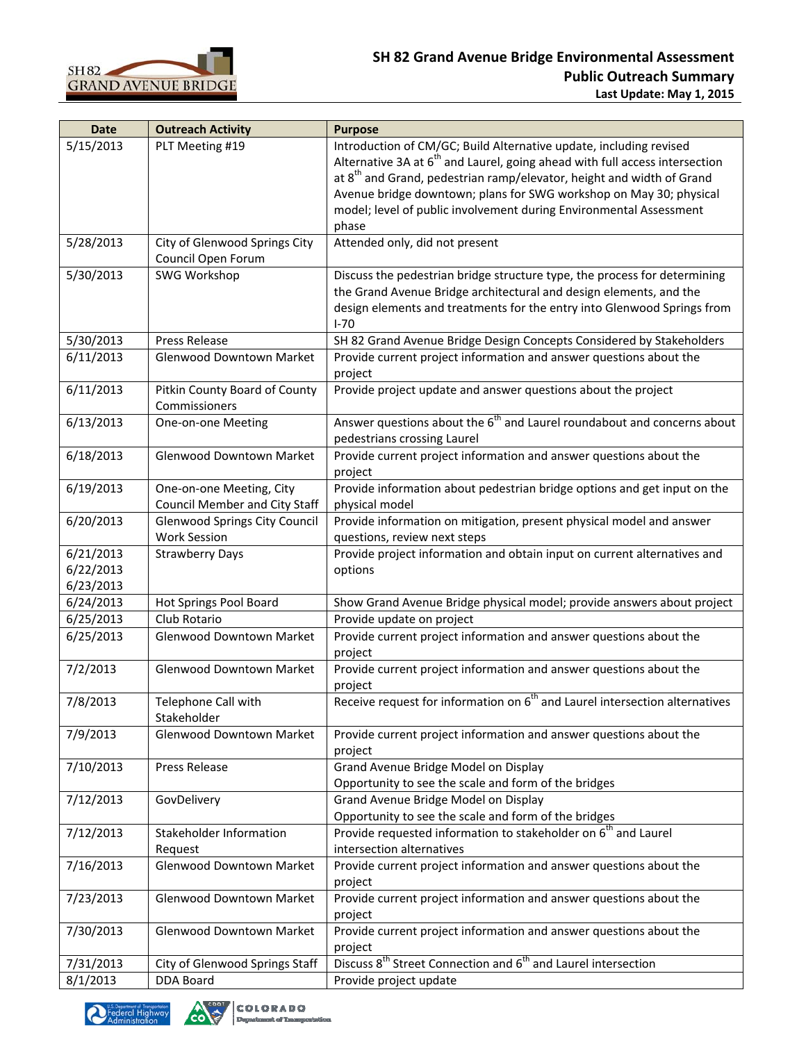| Date | Outreach Activity | Purpose |
|---|---|---|
| 5/15/2013 | PLT Meeting #19 | Introduction of CM/GC; Build Alternative update, including revised Alternative 3A at 6th and Laurel, going ahead with full access intersection at 8th and Grand, pedestrian ramp/elevator, height and width of Grand Avenue bridge downtown; plans for SWG workshop on May 30; physical model; level of public involvement during Environmental Assessment phase |
| 5/28/2013 | City of Glenwood Springs City Council Open Forum | Attended only, did not present |
| 5/30/2013 | SWG Workshop | Discuss the pedestrian bridge structure type, the process for determining the Grand Avenue Bridge architectural and design elements, and the design elements and treatments for the entry into Glenwood Springs from I-70 |
| 5/30/2013 | Press Release | SH 82 Grand Avenue Bridge Design Concepts Considered by Stakeholders |
| 6/11/2013 | Glenwood Downtown Market | Provide current project information and answer questions about the project |
| 6/11/2013 | Pitkin County Board of County Commissioners | Provide project update and answer questions about the project |
| 6/13/2013 | One-on-one Meeting | Answer questions about the 6th and Laurel roundabout and concerns about pedestrians crossing Laurel |
| 6/18/2013 | Glenwood Downtown Market | Provide current project information and answer questions about the project |
| 6/19/2013 | One-on-one Meeting, City Council Member and City Staff | Provide information about pedestrian bridge options and get input on the physical model |
| 6/20/2013 | Glenwood Springs City Council Work Session | Provide information on mitigation, present physical model and answer questions, review next steps |
| 6/21/2013<br>6/22/2013<br>6/23/2013 | Strawberry Days | Provide project information and obtain input on current alternatives and options |
| 6/24/2013 | Hot Springs Pool Board | Show Grand Avenue Bridge physical model; provide answers about project |
| 6/25/2013 | Club Rotario | Provide update on project |
| 6/25/2013 | Glenwood Downtown Market | Provide current project information and answer questions about the project |
| 7/2/2013 | Glenwood Downtown Market | Provide current project information and answer questions about the project |
| 7/8/2013 | Telephone Call with Stakeholder | Receive request for information on 6th and Laurel intersection alternatives |
| 7/9/2013 | Glenwood Downtown Market | Provide current project information and answer questions about the project |
| 7/10/2013 | Press Release | Grand Avenue Bridge Model on Display<br>Opportunity to see the scale and form of the bridges |
| 7/12/2013 | GovDelivery | Grand Avenue Bridge Model on Display<br>Opportunity to see the scale and form of the bridges |
| 7/12/2013 | Stakeholder Information Request | Provide requested information to stakeholder on 6th and Laurel intersection alternatives |
| 7/16/2013 | Glenwood Downtown Market | Provide current project information and answer questions about the project |
| 7/23/2013 | Glenwood Downtown Market | Provide current project information and answer questions about the project |
| 7/30/2013 | Glenwood Downtown Market | Provide current project information and answer questions about the project |
| 7/31/2013 | City of Glenwood Springs Staff | Discuss 8th Street Connection and 6th and Laurel intersection |
| 8/1/2013 | DDA Board | Provide project update |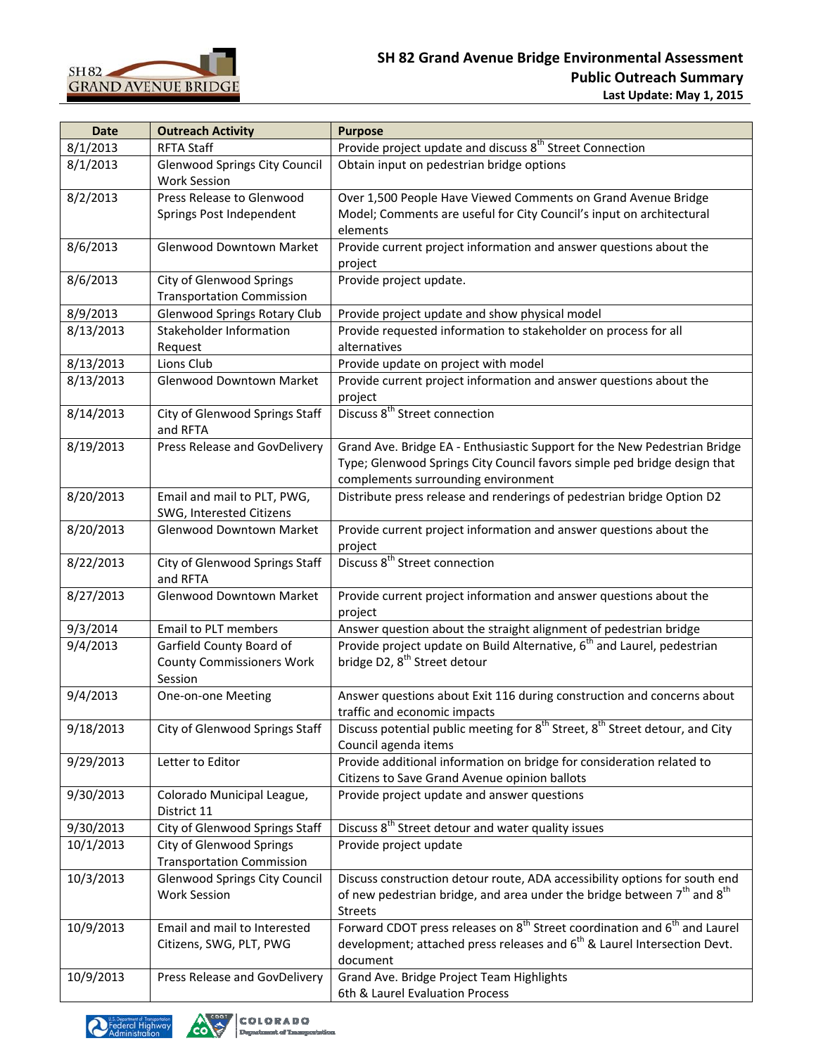| Date | Outreach Activity | Purpose |
|---|---|---|
| 8/1/2013 | RFTA Staff | Provide project update and discuss 8th Street Connection |
| 8/1/2013 | Glenwood Springs City Council Work Session | Obtain input on pedestrian bridge options |
| 8/2/2013 | Press Release to Glenwood Springs Post Independent | Over 1,500 People Have Viewed Comments on Grand Avenue Bridge Model; Comments are useful for City Council's input on architectural elements |
| 8/6/2013 | Glenwood Downtown Market | Provide current project information and answer questions about the project |
| 8/6/2013 | City of Glenwood Springs Transportation Commission | Provide project update. |
| 8/9/2013 | Glenwood Springs Rotary Club | Provide project update and show physical model |
| 8/13/2013 | Stakeholder Information Request | Provide requested information to stakeholder on process for all alternatives |
| 8/13/2013 | Lions Club | Provide update on project with model |
| 8/13/2013 | Glenwood Downtown Market | Provide current project information and answer questions about the project |
| 8/14/2013 | City of Glenwood Springs Staff and RFTA | Discuss 8th Street connection |
| 8/19/2013 | Press Release and GovDelivery | Grand Ave. Bridge EA - Enthusiastic Support for the New Pedestrian Bridge Type; Glenwood Springs City Council favors simple ped bridge design that complements surrounding environment |
| 8/20/2013 | Email and mail to PLT, PWG, SWG, Interested Citizens | Distribute press release and renderings of pedestrian bridge Option D2 |
| 8/20/2013 | Glenwood Downtown Market | Provide current project information and answer questions about the project |
| 8/22/2013 | City of Glenwood Springs Staff and RFTA | Discuss 8th Street connection |
| 8/27/2013 | Glenwood Downtown Market | Provide current project information and answer questions about the project |
| 9/3/2014 | Email to PLT members | Answer question about the straight alignment of pedestrian bridge |
| 9/4/2013 | Garfield County Board of County Commissioners Work Session | Provide project update on Build Alternative, 6th and Laurel, pedestrian bridge D2, 8th Street detour |
| 9/4/2013 | One-on-one Meeting | Answer questions about Exit 116 during construction and concerns about traffic and economic impacts |
| 9/18/2013 | City of Glenwood Springs Staff | Discuss potential public meeting for 8th Street, 8th Street detour, and City Council agenda items |
| 9/29/2013 | Letter to Editor | Provide additional information on bridge for consideration related to Citizens to Save Grand Avenue opinion ballots |
| 9/30/2013 | Colorado Municipal League, District 11 | Provide project update and answer questions |
| 9/30/2013 | City of Glenwood Springs Staff | Discuss 8th Street detour and water quality issues |
| 10/1/2013 | City of Glenwood Springs Transportation Commission | Provide project update |
| 10/3/2013 | Glenwood Springs City Council Work Session | Discuss construction detour route, ADA accessibility options for south end of new pedestrian bridge, and area under the bridge between 7th and 8th Streets |
| 10/9/2013 | Email and mail to Interested Citizens, SWG, PLT, PWG | Forward CDOT press releases on 8th Street coordination and 6th and Laurel development; attached press releases and 6th & Laurel Intersection Devt. document |
| 10/9/2013 | Press Release and GovDelivery | Grand Ave. Bridge Project Team Highlights<br>6th & Laurel Evaluation Process |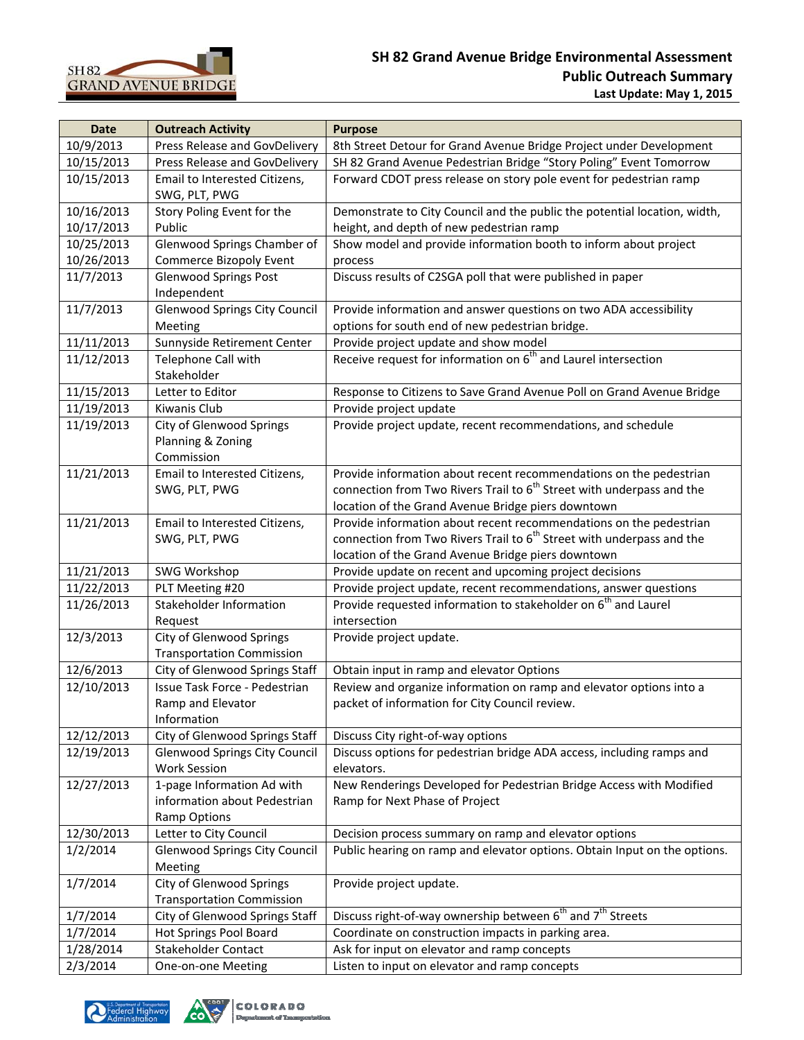# SH 82 Grand Avenue Bridge Environmental Assessment

## Public Outreach Summary

**Last Update: May 1, 2015**

| Date | Outreach Activity | Purpose |
|---|---|---|
| 10/9/2013 | Press Release and GovDelivery | 8th Street Detour for Grand Avenue Bridge Project under Development |
| 10/15/2013 | Press Release and GovDelivery | SH 82 Grand Avenue Pedestrian Bridge "Story Poling" Event Tomorrow |
| 10/15/2013 | Email to Interested Citizens, SWG, PLT, PWG | Forward CDOT press release on story pole event for pedestrian ramp |
| 10/16/2013 10/17/2013 | Story Poling Event for the Public | Demonstrate to City Council and the public the potential location, width, height, and depth of new pedestrian ramp |
| 10/25/2013 10/26/2013 | Glenwood Springs Chamber of Commerce Bizopoly Event | Show model and provide information booth to inform about project process |
| 11/7/2013 | Glenwood Springs Post Independent | Discuss results of C2SGA poll that were published in paper |
| 11/7/2013 | Glenwood Springs City Council Meeting | Provide information and answer questions on two ADA accessibility options for south end of new pedestrian bridge. |
| 11/11/2013 | Sunnyside Retirement Center | Provide project update and show model |
| 11/12/2013 | Telephone Call with Stakeholder | Receive request for information on 6th and Laurel intersection |
| 11/15/2013 | Letter to Editor | Response to Citizens to Save Grand Avenue Poll on Grand Avenue Bridge |
| 11/19/2013 | Kiwanis Club | Provide project update |
| 11/19/2013 | City of Glenwood Springs Planning & Zoning Commission | Provide project update, recent recommendations, and schedule |
| 11/21/2013 | Email to Interested Citizens, SWG, PLT, PWG | Provide information about recent recommendations on the pedestrian connection from Two Rivers Trail to 6th Street with underpass and the location of the Grand Avenue Bridge piers downtown |
| 11/21/2013 | Email to Interested Citizens, SWG, PLT, PWG | Provide information about recent recommendations on the pedestrian connection from Two Rivers Trail to 6th Street with underpass and the location of the Grand Avenue Bridge piers downtown |
| 11/21/2013 | SWG Workshop | Provide update on recent and upcoming project decisions |
| 11/22/2013 | PLT Meeting #20 | Provide project update, recent recommendations, answer questions |
| 11/26/2013 | Stakeholder Information Request | Provide requested information to stakeholder on 6th and Laurel intersection |
| 12/3/2013 | City of Glenwood Springs Transportation Commission | Provide project update. |
| 12/6/2013 | City of Glenwood Springs Staff | Obtain input in ramp and elevator Options |
| 12/10/2013 | Issue Task Force - Pedestrian Ramp and Elevator Information | Review and organize information on ramp and elevator options into a packet of information for City Council review. |
| 12/12/2013 | City of Glenwood Springs Staff | Discuss City right-of-way options |
| 12/19/2013 | Glenwood Springs City Council Work Session | Discuss options for pedestrian bridge ADA access, including ramps and elevators. |
| 12/27/2013 | 1-page Information Ad with information about Pedestrian Ramp Options | New Renderings Developed for Pedestrian Bridge Access with Modified Ramp for Next Phase of Project |
| 12/30/2013 | Letter to City Council | Decision process summary on ramp and elevator options |
| 1/2/2014 | Glenwood Springs City Council Meeting | Public hearing on ramp and elevator options. Obtain Input on the options. |
| 1/7/2014 | City of Glenwood Springs Transportation Commission | Provide project update. |
| 1/7/2014 | City of Glenwood Springs Staff | Discuss right-of-way ownership between 6th and 7th Streets |
| 1/7/2014 | Hot Springs Pool Board | Coordinate on construction impacts in parking area. |
| 1/28/2014 | Stakeholder Contact | Ask for input on elevator and ramp concepts |
| 2/3/2014 | One-on-one Meeting | Listen to input on elevator and ramp concepts |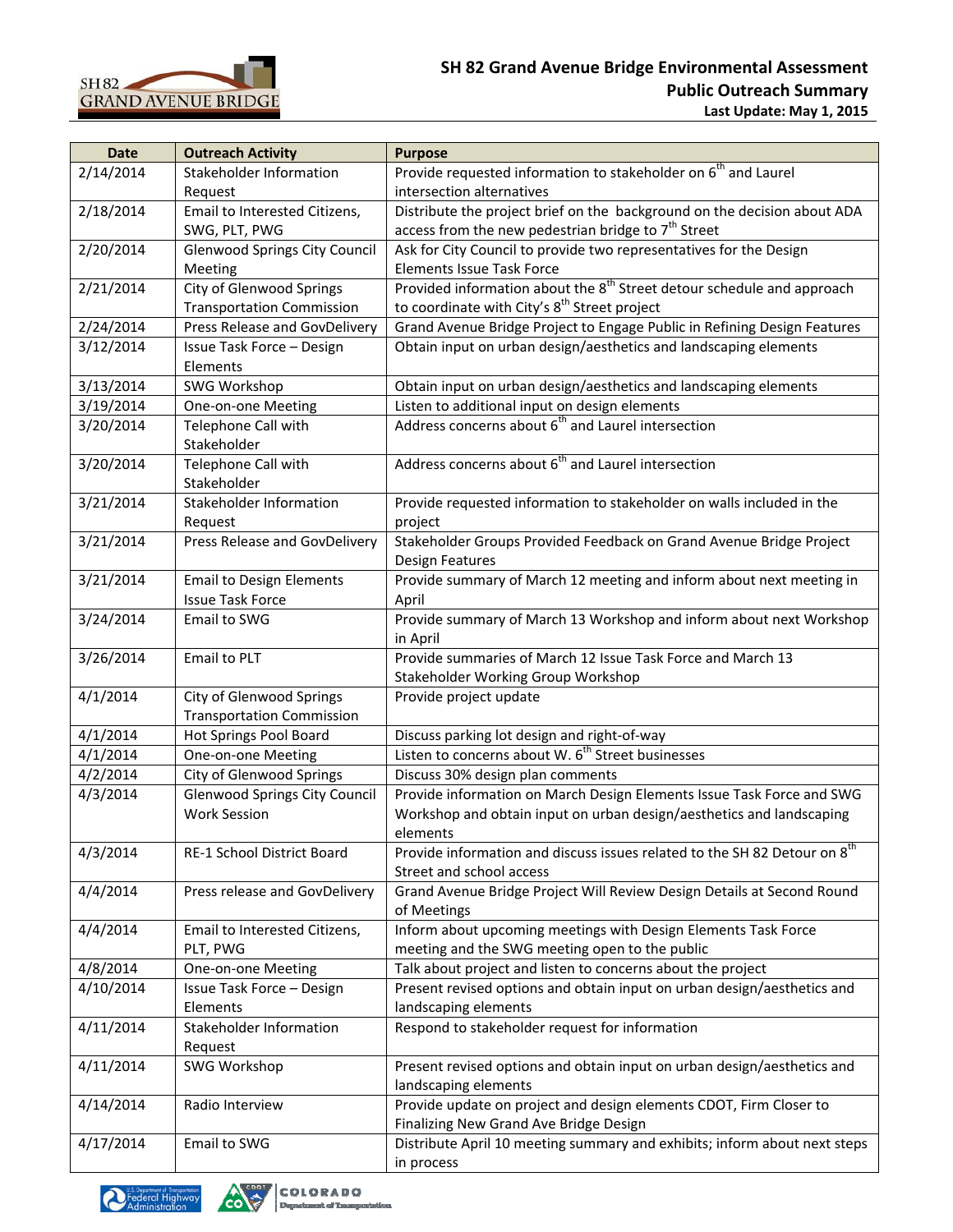# SH 82 Grand Avenue Bridge Environmental Assessment

## Public Outreach Summary

**Last Update: May 1, 2015**

| Date | Outreach Activity | Purpose |
|---|---|---|
| 2/14/2014 | Stakeholder Information Request | Provide requested information to stakeholder on 6th and Laurel intersection alternatives |
| 2/18/2014 | Email to Interested Citizens, SWG, PLT, PWG | Distribute the project brief on the background on the decision about ADA access from the new pedestrian bridge to 7th Street |
| 2/20/2014 | Glenwood Springs City Council Meeting | Ask for City Council to provide two representatives for the Design Elements Issue Task Force |
| 2/21/2014 | City of Glenwood Springs Transportation Commission | Provided information about the 8th Street detour schedule and approach to coordinate with City's 8th Street project |
| 2/24/2014 | Press Release and GovDelivery | Grand Avenue Bridge Project to Engage Public in Refining Design Features |
| 3/12/2014 | Issue Task Force – Design Elements | Obtain input on urban design/aesthetics and landscaping elements |
| 3/13/2014 | SWG Workshop | Obtain input on urban design/aesthetics and landscaping elements |
| 3/19/2014 | One-on-one Meeting | Listen to additional input on design elements |
| 3/20/2014 | Telephone Call with Stakeholder | Address concerns about 6th and Laurel intersection |
| 3/20/2014 | Telephone Call with Stakeholder | Address concerns about 6th and Laurel intersection |
| 3/21/2014 | Stakeholder Information Request | Provide requested information to stakeholder on walls included in the project |
| 3/21/2014 | Press Release and GovDelivery | Stakeholder Groups Provided Feedback on Grand Avenue Bridge Project Design Features |
| 3/21/2014 | Email to Design Elements Issue Task Force | Provide summary of March 12 meeting and inform about next meeting in April |
| 3/24/2014 | Email to SWG | Provide summary of March 13 Workshop and inform about next Workshop in April |
| 3/26/2014 | Email to PLT | Provide summaries of March 12 Issue Task Force and March 13 Stakeholder Working Group Workshop |
| 4/1/2014 | City of Glenwood Springs Transportation Commission | Provide project update |
| 4/1/2014 | Hot Springs Pool Board | Discuss parking lot design and right-of-way |
| 4/1/2014 | One-on-one Meeting | Listen to concerns about W. 6th Street businesses |
| 4/2/2014 | City of Glenwood Springs | Discuss 30% design plan comments |
| 4/3/2014 | Glenwood Springs City Council Work Session | Provide information on March Design Elements Issue Task Force and SWG Workshop and obtain input on urban design/aesthetics and landscaping elements |
| 4/3/2014 | RE-1 School District Board | Provide information and discuss issues related to the SH 82 Detour on 8th Street and school access |
| 4/4/2014 | Press release and GovDelivery | Grand Avenue Bridge Project Will Review Design Details at Second Round of Meetings |
| 4/4/2014 | Email to Interested Citizens, PLT, PWG | Inform about upcoming meetings with Design Elements Task Force meeting and the SWG meeting open to the public |
| 4/8/2014 | One-on-one Meeting | Talk about project and listen to concerns about the project |
| 4/10/2014 | Issue Task Force – Design Elements | Present revised options and obtain input on urban design/aesthetics and landscaping elements |
| 4/11/2014 | Stakeholder Information Request | Respond to stakeholder request for information |
| 4/11/2014 | SWG Workshop | Present revised options and obtain input on urban design/aesthetics and landscaping elements |
| 4/14/2014 | Radio Interview | Provide update on project and design elements CDOT, Firm Closer to Finalizing New Grand Ave Bridge Design |
| 4/17/2014 | Email to SWG | Distribute April 10 meeting summary and exhibits; inform about next steps in process |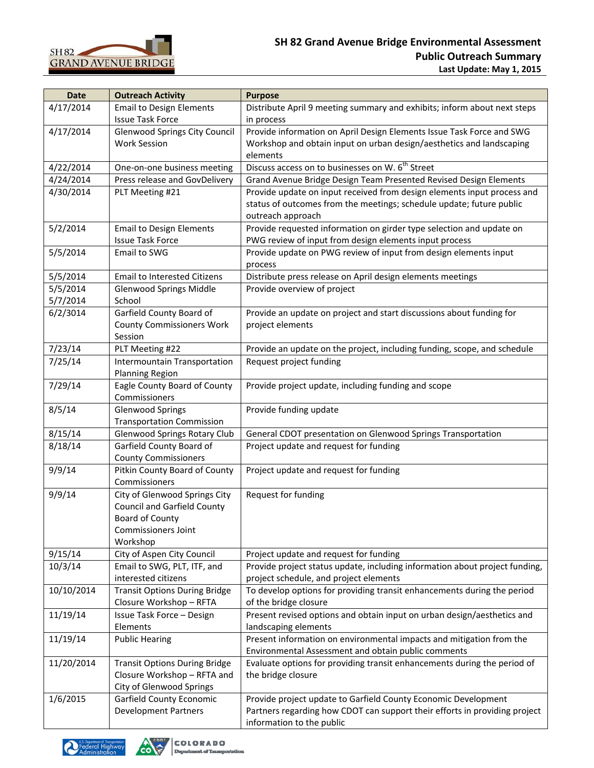# SH 82 Grand Avenue Bridge Environmental Assessment

## Public Outreach Summary

**Last Update: May 1, 2015**

| Date | Outreach Activity | Purpose |
|---|---|---|
| 4/17/2014 | Email to Design Elements Issue Task Force | Distribute April 9 meeting summary and exhibits; inform about next steps in process |
| 4/17/2014 | Glenwood Springs City Council Work Session | Provide information on April Design Elements Issue Task Force and SWG Workshop and obtain input on urban design/aesthetics and landscaping elements |
| 4/22/2014 | One-on-one business meeting | Discuss access on to businesses on W. 6th Street |
| 4/24/2014 | Press release and GovDelivery | Grand Avenue Bridge Design Team Presented Revised Design Elements |
| 4/30/2014 | PLT Meeting #21 | Provide update on input received from design elements input process and status of outcomes from the meetings; schedule update; future public outreach approach |
| 5/2/2014 | Email to Design Elements Issue Task Force | Provide requested information on girder type selection and update on PWG review of input from design elements input process |
| 5/5/2014 | Email to SWG | Provide update on PWG review of input from design elements input process |
| 5/5/2014 | Email to Interested Citizens | Distribute press release on April design elements meetings |
| 5/5/2014 5/7/2014 | Glenwood Springs Middle School | Provide overview of project |
| 6/2/3014 | Garfield County Board of County Commissioners Work Session | Provide an update on project and start discussions about funding for project elements |
| 7/23/14 | PLT Meeting #22 | Provide an update on the project, including funding, scope, and schedule |
| 7/25/14 | Intermountain Transportation Planning Region | Request project funding |
| 7/29/14 | Eagle County Board of County Commissioners | Provide project update, including funding and scope |
| 8/5/14 | Glenwood Springs Transportation Commission | Provide funding update |
| 8/15/14 | Glenwood Springs Rotary Club | General CDOT presentation on Glenwood Springs Transportation |
| 8/18/14 | Garfield County Board of County Commissioners | Project update and request for funding |
| 9/9/14 | Pitkin County Board of County Commissioners | Project update and request for funding |
| 9/9/14 | City of Glenwood Springs City Council and Garfield County Board of County Commissioners Joint Workshop | Request for funding |
| 9/15/14 | City of Aspen City Council | Project update and request for funding |
| 10/3/14 | Email to SWG, PLT, ITF, and interested citizens | Provide project status update, including information about project funding, project schedule, and project elements |
| 10/10/2014 | Transit Options During Bridge Closure Workshop – RFTA | To develop options for providing transit enhancements during the period of the bridge closure |
| 11/19/14 | Issue Task Force – Design Elements | Present revised options and obtain input on urban design/aesthetics and landscaping elements |
| 11/19/14 | Public Hearing | Present information on environmental impacts and mitigation from the Environmental Assessment and obtain public comments |
| 11/20/2014 | Transit Options During Bridge Closure Workshop – RFTA and City of Glenwood Springs | Evaluate options for providing transit enhancements during the period of the bridge closure |
| 1/6/2015 | Garfield County Economic Development Partners | Provide project update to Garfield County Economic Development Partners regarding how CDOT can support their efforts in providing project information to the public |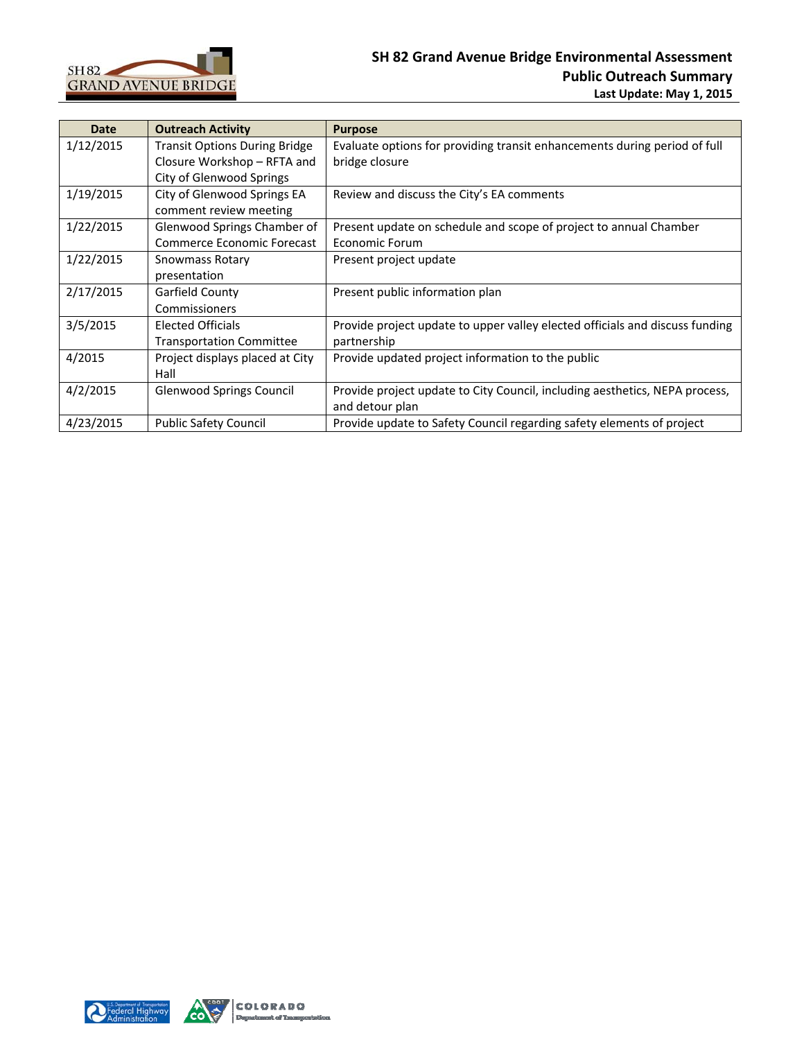| Date | Outreach Activity | Purpose |
|---|---|---|
| 1/12/2015 | Transit Options During Bridge Closure Workshop – RFTA and City of Glenwood Springs | Evaluate options for providing transit enhancements during period of full bridge closure |
| 1/19/2015 | City of Glenwood Springs EA comment review meeting | Review and discuss the City's EA comments |
| 1/22/2015 | Glenwood Springs Chamber of Commerce Economic Forecast | Present update on schedule and scope of project to annual Chamber Economic Forum |
| 1/22/2015 | Snowmass Rotary presentation | Present project update |
| 2/17/2015 | Garfield County Commissioners | Present public information plan |
| 3/5/2015 | Elected Officials Transportation Committee | Provide project update to upper valley elected officials and discuss funding partnership |
| 4/2015 | Project displays placed at City Hall | Provide updated project information to the public |
| 4/2/2015 | Glenwood Springs Council | Provide project update to City Council, including aesthetics, NEPA process, and detour plan |
| 4/23/2015 | Public Safety Council | Provide update to Safety Council regarding safety elements of project |